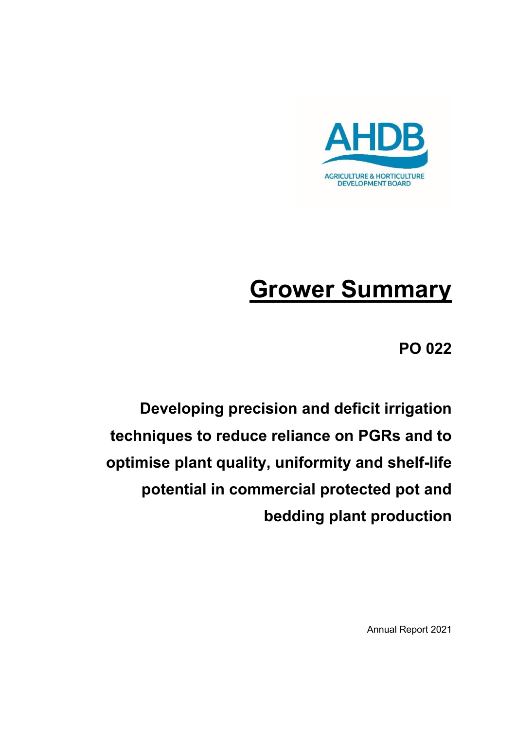AHDB

AGRICULTURE & HORTICULTURE DEVELOPMENT BOARD

# Grower Summary

## PO 022

## Developing precision and deficit irrigation techniques to reduce reliance on PGRs and to optimise plant quality, uniformity and shelf-life potential in commercial protected pot and bedding plant production

Annual Report 2021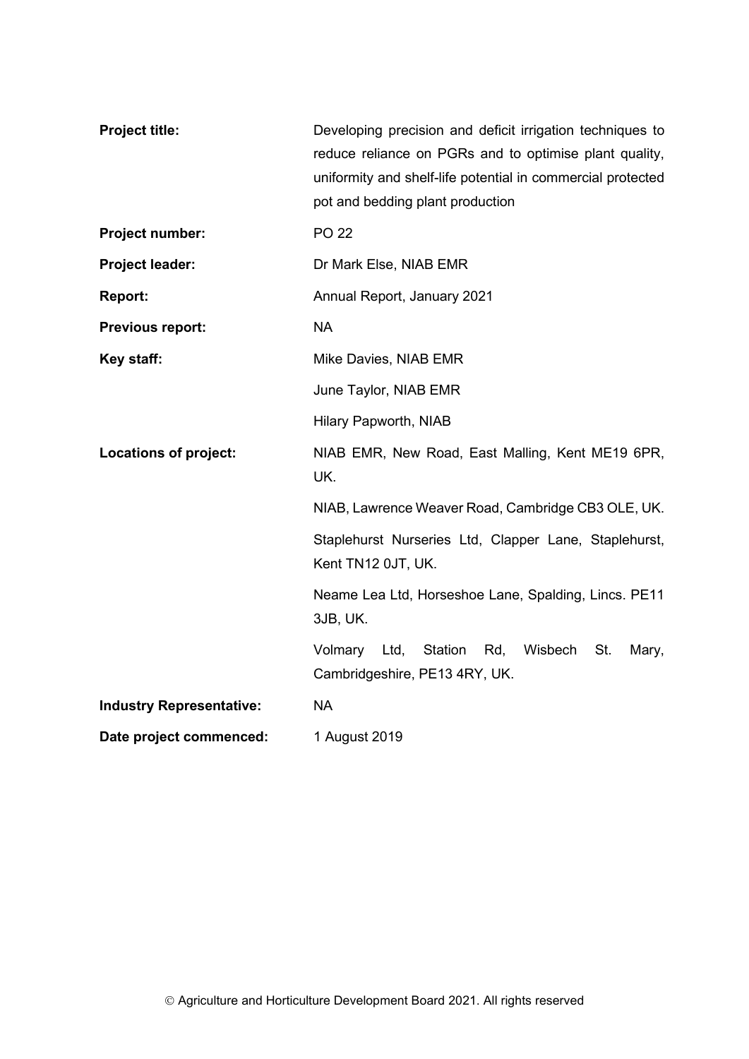| | |
|---|---|
| **Project title:** | Developing precision and deficit irrigation techniques to reduce reliance on PGRs and to optimise plant quality, uniformity and shelf-life potential in commercial protected pot and bedding plant production |
| **Project number:** | PO 22 |
| **Project leader:** | Dr Mark Else, NIAB EMR |
| **Report:** | Annual Report, January 2021 |
| **Previous report:** | NA |
| **Key staff:** | Mike Davies, NIAB EMR |
| | June Taylor, NIAB EMR |
| | Hilary Papworth, NIAB |
| **Locations of project:** | NIAB EMR, New Road, East Malling, Kent ME19 6PR, UK. |
| | NIAB, Lawrence Weaver Road, Cambridge CB3 OLE, UK. |
| | Staplehurst Nurseries Ltd, Clapper Lane, Staplehurst, Kent TN12 0JT, UK. |
| | Neame Lea Ltd, Horseshoe Lane, Spalding, Lincs. PE11 3JB, UK. |
| | Volmary Ltd, Station Rd, Wisbech St. Mary, Cambridgeshire, PE13 4RY, UK. |
| **Industry Representative:** | NA |
| **Date project commenced:** | 1 August 2019 |

© Agriculture and Horticulture Development Board 2021. All rights reserved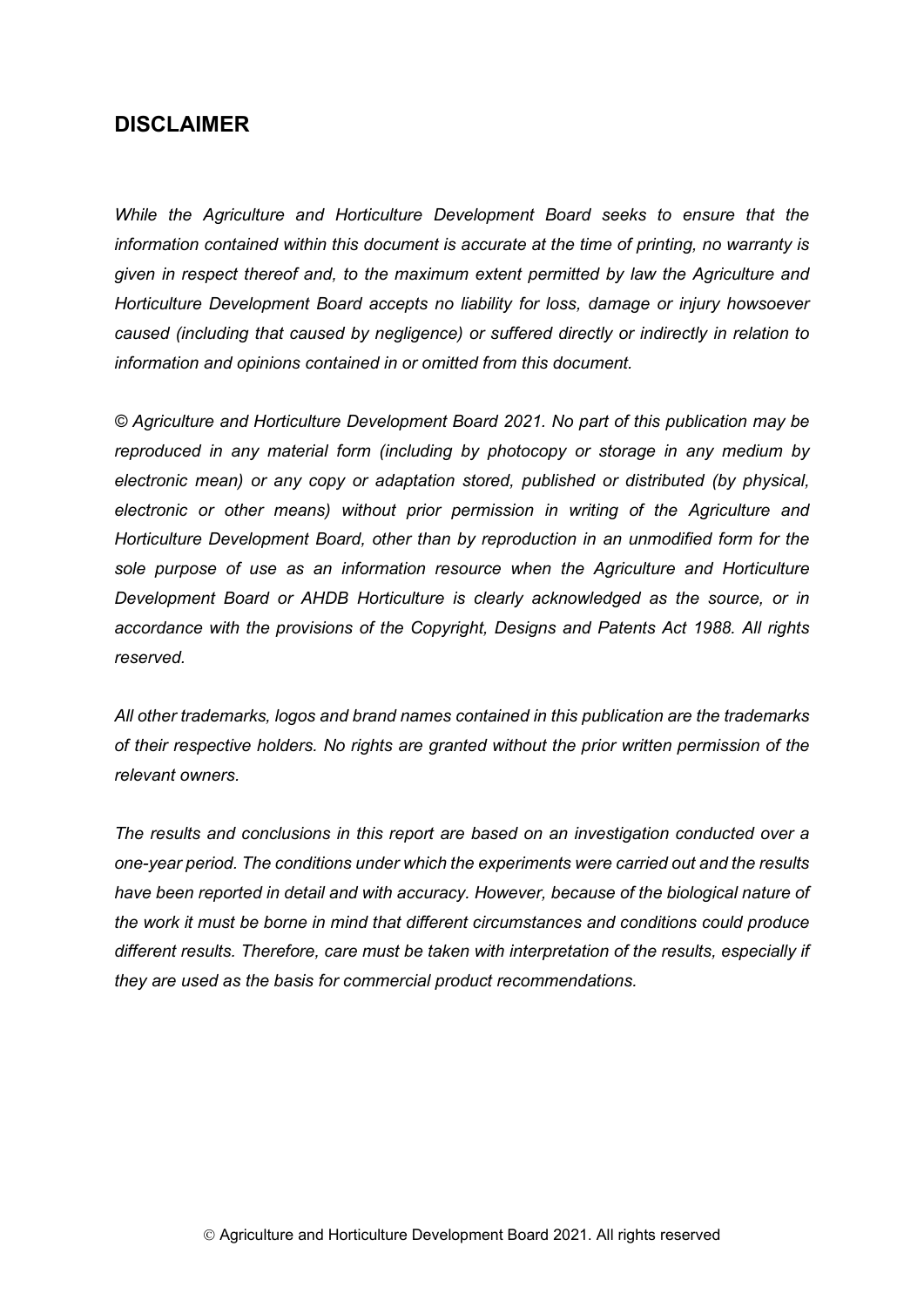## DISCLAIMER

*While the Agriculture and Horticulture Development Board seeks to ensure that the information contained within this document is accurate at the time of printing, no warranty is given in respect thereof and, to the maximum extent permitted by law the Agriculture and Horticulture Development Board accepts no liability for loss, damage or injury howsoever caused (including that caused by negligence) or suffered directly or indirectly in relation to information and opinions contained in or omitted from this document.*

*© Agriculture and Horticulture Development Board 2021. No part of this publication may be reproduced in any material form (including by photocopy or storage in any medium by electronic mean) or any copy or adaptation stored, published or distributed (by physical, electronic or other means) without prior permission in writing of the Agriculture and Horticulture Development Board, other than by reproduction in an unmodified form for the sole purpose of use as an information resource when the Agriculture and Horticulture Development Board or AHDB Horticulture is clearly acknowledged as the source, or in accordance with the provisions of the Copyright, Designs and Patents Act 1988. All rights reserved.*

*All other trademarks, logos and brand names contained in this publication are the trademarks of their respective holders. No rights are granted without the prior written permission of the relevant owners.*

*The results and conclusions in this report are based on an investigation conducted over a one-year period. The conditions under which the experiments were carried out and the results have been reported in detail and with accuracy. However, because of the biological nature of the work it must be borne in mind that different circumstances and conditions could produce different results. Therefore, care must be taken with interpretation of the results, especially if they are used as the basis for commercial product recommendations.*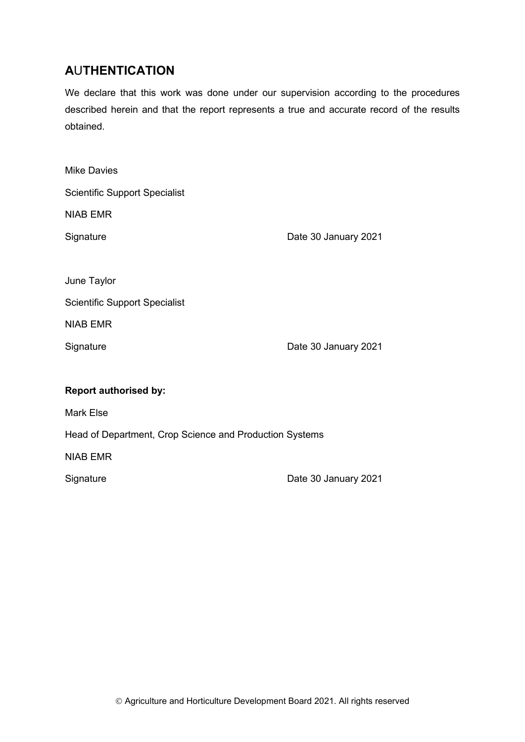## AUTHENTICATION

We declare that this work was done under our supervision according to the procedures described herein and that the report represents a true and accurate record of the results obtained.

Mike Davies

Scientific Support Specialist

NIAB EMR

Signature Date 30 January 2021

June Taylor

Scientific Support Specialist

NIAB EMR

Signature Date 30 January 2021

**Report authorised by:**

Mark Else

Head of Department, Crop Science and Production Systems

NIAB EMR

Signature Date 30 January 2021

© Agriculture and Horticulture Development Board 2021. All rights reserved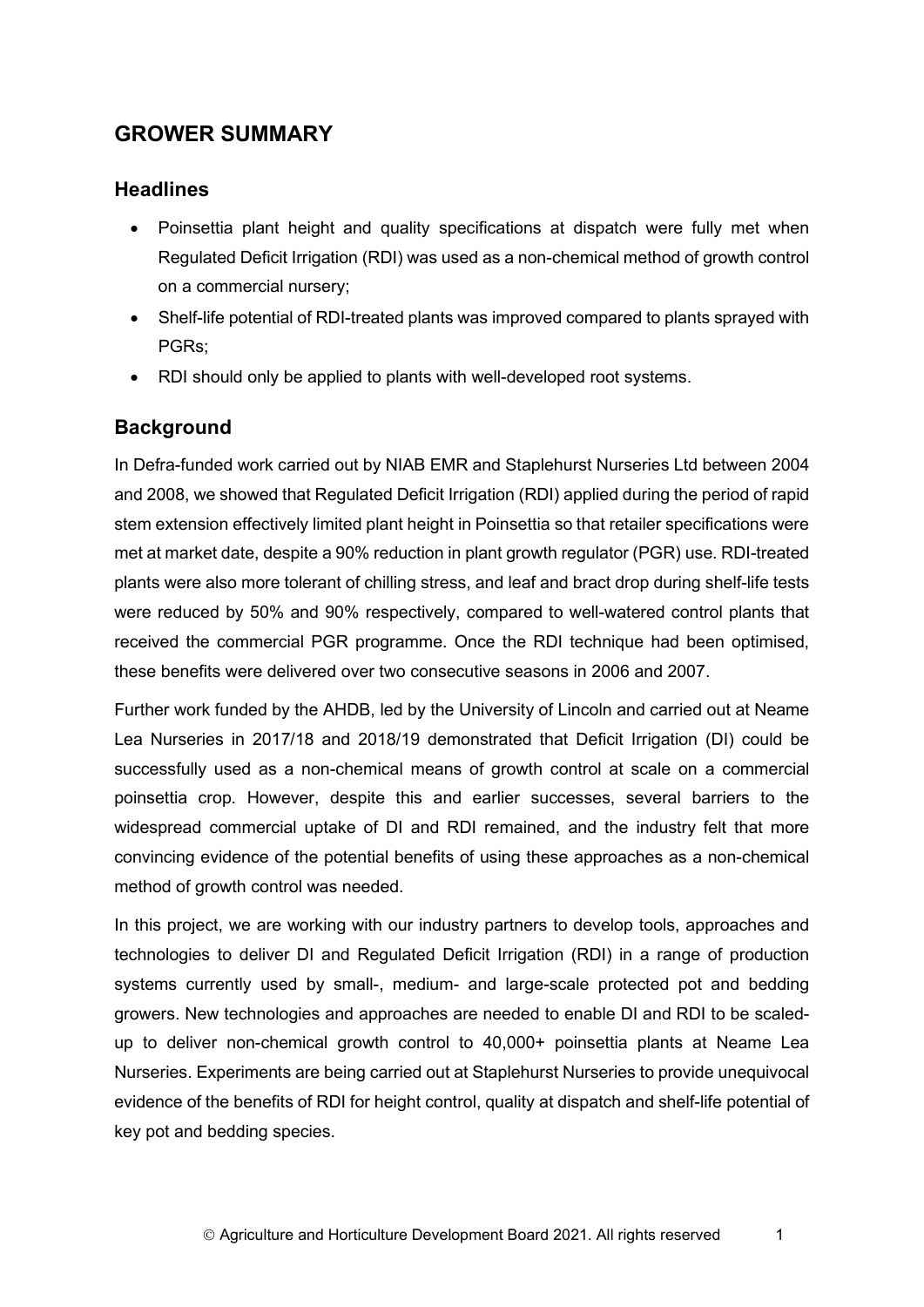## GROWER SUMMARY

### Headlines

- Poinsettia plant height and quality specifications at dispatch were fully met when Regulated Deficit Irrigation (RDI) was used as a non-chemical method of growth control on a commercial nursery;
- Shelf-life potential of RDI-treated plants was improved compared to plants sprayed with PGRs;
- RDI should only be applied to plants with well-developed root systems.

### Background

In Defra-funded work carried out by NIAB EMR and Staplehurst Nurseries Ltd between 2004 and 2008, we showed that Regulated Deficit Irrigation (RDI) applied during the period of rapid stem extension effectively limited plant height in Poinsettia so that retailer specifications were met at market date, despite a 90% reduction in plant growth regulator (PGR) use. RDI-treated plants were also more tolerant of chilling stress, and leaf and bract drop during shelf-life tests were reduced by 50% and 90% respectively, compared to well-watered control plants that received the commercial PGR programme. Once the RDI technique had been optimised, these benefits were delivered over two consecutive seasons in 2006 and 2007.

Further work funded by the AHDB, led by the University of Lincoln and carried out at Neame Lea Nurseries in 2017/18 and 2018/19 demonstrated that Deficit Irrigation (DI) could be successfully used as a non-chemical means of growth control at scale on a commercial poinsettia crop. However, despite this and earlier successes, several barriers to the widespread commercial uptake of DI and RDI remained, and the industry felt that more convincing evidence of the potential benefits of using these approaches as a non-chemical method of growth control was needed.

In this project, we are working with our industry partners to develop tools, approaches and technologies to deliver DI and Regulated Deficit Irrigation (RDI) in a range of production systems currently used by small-, medium- and large-scale protected pot and bedding growers. New technologies and approaches are needed to enable DI and RDI to be scaled-up to deliver non-chemical growth control to 40,000+ poinsettia plants at Neame Lea Nurseries. Experiments are being carried out at Staplehurst Nurseries to provide unequivocal evidence of the benefits of RDI for height control, quality at dispatch and shelf-life potential of key pot and bedding species.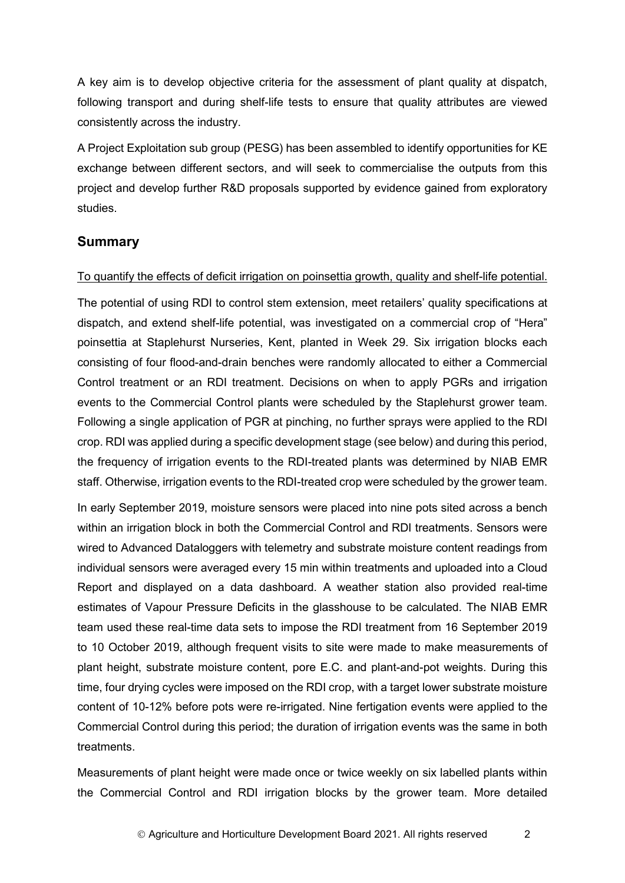A key aim is to develop objective criteria for the assessment of plant quality at dispatch, following transport and during shelf-life tests to ensure that quality attributes are viewed consistently across the industry.

A Project Exploitation sub group (PESG) has been assembled to identify opportunities for KE exchange between different sectors, and will seek to commercialise the outputs from this project and develop further R&D proposals supported by evidence gained from exploratory studies.

## Summary

<u>To quantify the effects of deficit irrigation on poinsettia growth, quality and shelf-life potential.</u>

The potential of using RDI to control stem extension, meet retailers' quality specifications at dispatch, and extend shelf-life potential, was investigated on a commercial crop of "Hera" poinsettia at Staplehurst Nurseries, Kent, planted in Week 29. Six irrigation blocks each consisting of four flood-and-drain benches were randomly allocated to either a Commercial Control treatment or an RDI treatment. Decisions on when to apply PGRs and irrigation events to the Commercial Control plants were scheduled by the Staplehurst grower team. Following a single application of PGR at pinching, no further sprays were applied to the RDI crop. RDI was applied during a specific development stage (see below) and during this period, the frequency of irrigation events to the RDI-treated plants was determined by NIAB EMR staff. Otherwise, irrigation events to the RDI-treated crop were scheduled by the grower team.

In early September 2019, moisture sensors were placed into nine pots sited across a bench within an irrigation block in both the Commercial Control and RDI treatments. Sensors were wired to Advanced Dataloggers with telemetry and substrate moisture content readings from individual sensors were averaged every 15 min within treatments and uploaded into a Cloud Report and displayed on a data dashboard. A weather station also provided real-time estimates of Vapour Pressure Deficits in the glasshouse to be calculated. The NIAB EMR team used these real-time data sets to impose the RDI treatment from 16 September 2019 to 10 October 2019, although frequent visits to site were made to make measurements of plant height, substrate moisture content, pore E.C. and plant-and-pot weights. During this time, four drying cycles were imposed on the RDI crop, with a target lower substrate moisture content of 10-12% before pots were re-irrigated. Nine fertigation events were applied to the Commercial Control during this period; the duration of irrigation events was the same in both treatments.

Measurements of plant height were made once or twice weekly on six labelled plants within the Commercial Control and RDI irrigation blocks by the grower team. More detailed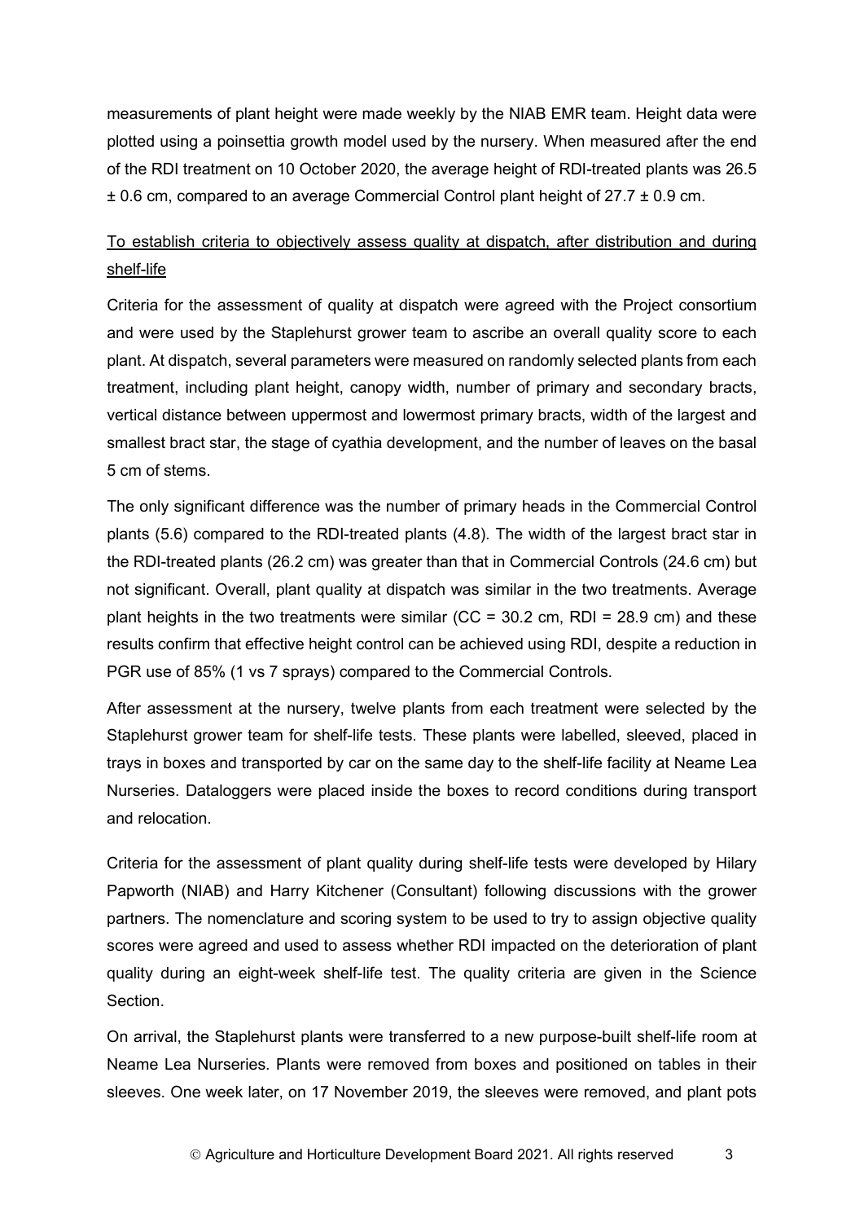measurements of plant height were made weekly by the NIAB EMR team. Height data were plotted using a poinsettia growth model used by the nursery. When measured after the end of the RDI treatment on 10 October 2020, the average height of RDI-treated plants was 26.5 ± 0.6 cm, compared to an average Commercial Control plant height of 27.7 ± 0.9 cm.

<u>To establish criteria to objectively assess quality at dispatch, after distribution and during shelf-life</u>

Criteria for the assessment of quality at dispatch were agreed with the Project consortium and were used by the Staplehurst grower team to ascribe an overall quality score to each plant. At dispatch, several parameters were measured on randomly selected plants from each treatment, including plant height, canopy width, number of primary and secondary bracts, vertical distance between uppermost and lowermost primary bracts, width of the largest and smallest bract star, the stage of cyathia development, and the number of leaves on the basal 5 cm of stems.

The only significant difference was the number of primary heads in the Commercial Control plants (5.6) compared to the RDI-treated plants (4.8). The width of the largest bract star in the RDI-treated plants (26.2 cm) was greater than that in Commercial Controls (24.6 cm) but not significant. Overall, plant quality at dispatch was similar in the two treatments. Average plant heights in the two treatments were similar (CC = 30.2 cm, RDI = 28.9 cm) and these results confirm that effective height control can be achieved using RDI, despite a reduction in PGR use of 85% (1 vs 7 sprays) compared to the Commercial Controls.

After assessment at the nursery, twelve plants from each treatment were selected by the Staplehurst grower team for shelf-life tests. These plants were labelled, sleeved, placed in trays in boxes and transported by car on the same day to the shelf-life facility at Neame Lea Nurseries. Dataloggers were placed inside the boxes to record conditions during transport and relocation.

Criteria for the assessment of plant quality during shelf-life tests were developed by Hilary Papworth (NIAB) and Harry Kitchener (Consultant) following discussions with the grower partners. The nomenclature and scoring system to be used to try to assign objective quality scores were agreed and used to assess whether RDI impacted on the deterioration of plant quality during an eight-week shelf-life test. The quality criteria are given in the Science Section.

On arrival, the Staplehurst plants were transferred to a new purpose-built shelf-life room at Neame Lea Nurseries. Plants were removed from boxes and positioned on tables in their sleeves. One week later, on 17 November 2019, the sleeves were removed, and plant pots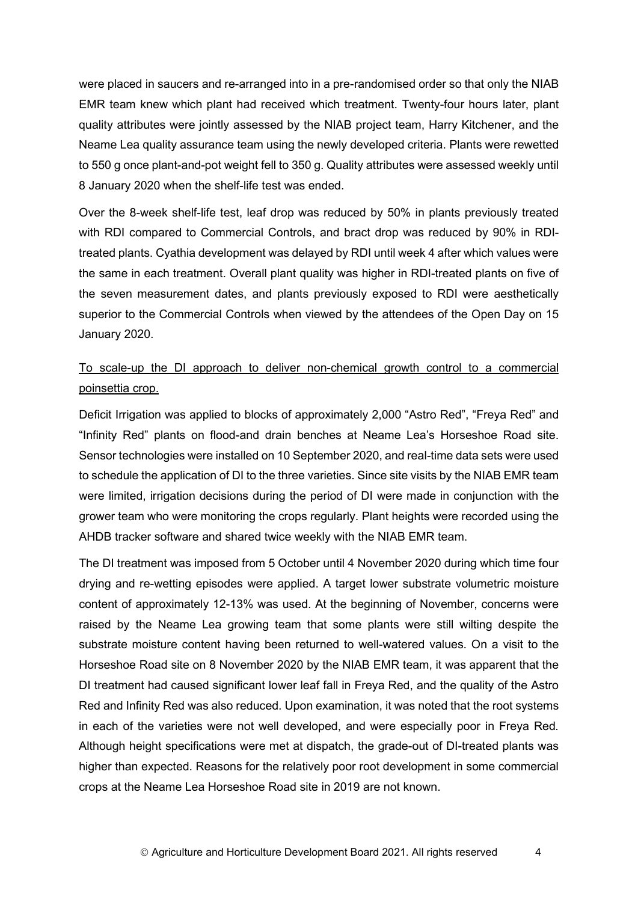were placed in saucers and re-arranged into in a pre-randomised order so that only the NIAB EMR team knew which plant had received which treatment. Twenty-four hours later, plant quality attributes were jointly assessed by the NIAB project team, Harry Kitchener, and the Neame Lea quality assurance team using the newly developed criteria. Plants were rewetted to 550 g once plant-and-pot weight fell to 350 g. Quality attributes were assessed weekly until 8 January 2020 when the shelf-life test was ended.

Over the 8-week shelf-life test, leaf drop was reduced by 50% in plants previously treated with RDI compared to Commercial Controls, and bract drop was reduced by 90% in RDI-treated plants. Cyathia development was delayed by RDI until week 4 after which values were the same in each treatment. Overall plant quality was higher in RDI-treated plants on five of the seven measurement dates, and plants previously exposed to RDI were aesthetically superior to the Commercial Controls when viewed by the attendees of the Open Day on 15 January 2020.

<u>To scale-up the DI approach to deliver non-chemical growth control to a commercial poinsettia crop.</u>

Deficit Irrigation was applied to blocks of approximately 2,000 "Astro Red", "Freya Red" and "Infinity Red" plants on flood-and drain benches at Neame Lea's Horseshoe Road site. Sensor technologies were installed on 10 September 2020, and real-time data sets were used to schedule the application of DI to the three varieties. Since site visits by the NIAB EMR team were limited, irrigation decisions during the period of DI were made in conjunction with the grower team who were monitoring the crops regularly. Plant heights were recorded using the AHDB tracker software and shared twice weekly with the NIAB EMR team.

The DI treatment was imposed from 5 October until 4 November 2020 during which time four drying and re-wetting episodes were applied. A target lower substrate volumetric moisture content of approximately 12-13% was used. At the beginning of November, concerns were raised by the Neame Lea growing team that some plants were still wilting despite the substrate moisture content having been returned to well-watered values. On a visit to the Horseshoe Road site on 8 November 2020 by the NIAB EMR team, it was apparent that the DI treatment had caused significant lower leaf fall in Freya Red, and the quality of the Astro Red and Infinity Red was also reduced. Upon examination, it was noted that the root systems in each of the varieties were not well developed, and were especially poor in Freya Red. Although height specifications were met at dispatch, the grade-out of DI-treated plants was higher than expected. Reasons for the relatively poor root development in some commercial crops at the Neame Lea Horseshoe Road site in 2019 are not known.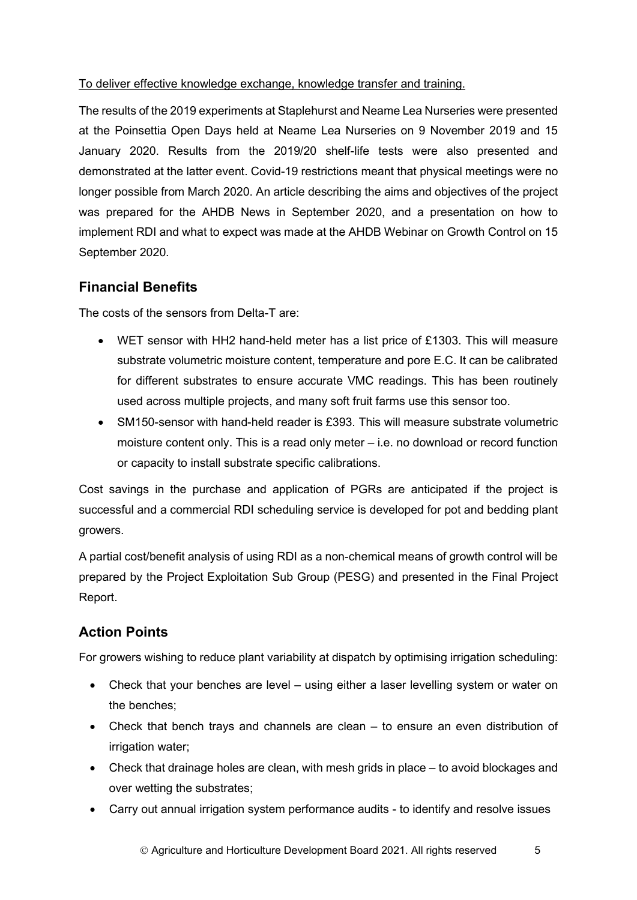To deliver effective knowledge exchange, knowledge transfer and training.

The results of the 2019 experiments at Staplehurst and Neame Lea Nurseries were presented at the Poinsettia Open Days held at Neame Lea Nurseries on 9 November 2019 and 15 January 2020. Results from the 2019/20 shelf-life tests were also presented and demonstrated at the latter event. Covid-19 restrictions meant that physical meetings were no longer possible from March 2020. An article describing the aims and objectives of the project was prepared for the AHDB News in September 2020, and a presentation on how to implement RDI and what to expect was made at the AHDB Webinar on Growth Control on 15 September 2020.

## Financial Benefits

The costs of the sensors from Delta-T are:

- WET sensor with HH2 hand-held meter has a list price of £1303. This will measure substrate volumetric moisture content, temperature and pore E.C. It can be calibrated for different substrates to ensure accurate VMC readings. This has been routinely used across multiple projects, and many soft fruit farms use this sensor too.
- SM150-sensor with hand-held reader is £393. This will measure substrate volumetric moisture content only. This is a read only meter – i.e. no download or record function or capacity to install substrate specific calibrations.

Cost savings in the purchase and application of PGRs are anticipated if the project is successful and a commercial RDI scheduling service is developed for pot and bedding plant growers.

A partial cost/benefit analysis of using RDI as a non-chemical means of growth control will be prepared by the Project Exploitation Sub Group (PESG) and presented in the Final Project Report.

## Action Points

For growers wishing to reduce plant variability at dispatch by optimising irrigation scheduling:

- Check that your benches are level – using either a laser levelling system or water on the benches;
- Check that bench trays and channels are clean – to ensure an even distribution of irrigation water;
- Check that drainage holes are clean, with mesh grids in place – to avoid blockages and over wetting the substrates;
- Carry out annual irrigation system performance audits - to identify and resolve issues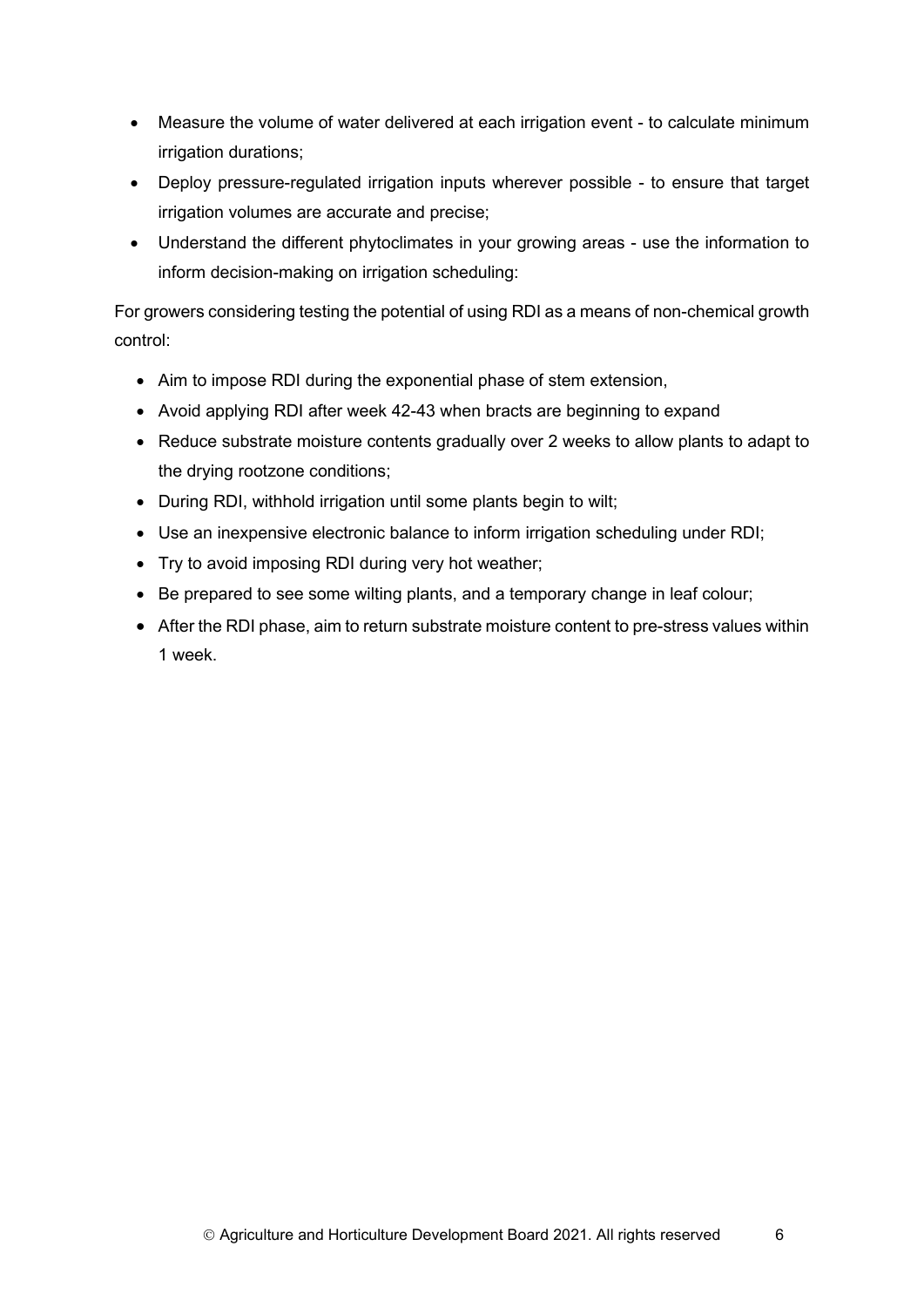- Measure the volume of water delivered at each irrigation event - to calculate minimum irrigation durations;
- Deploy pressure-regulated irrigation inputs wherever possible - to ensure that target irrigation volumes are accurate and precise;
- Understand the different phytoclimates in your growing areas - use the information to inform decision-making on irrigation scheduling:

For growers considering testing the potential of using RDI as a means of non-chemical growth control:

- Aim to impose RDI during the exponential phase of stem extension,
- Avoid applying RDI after week 42-43 when bracts are beginning to expand
- Reduce substrate moisture contents gradually over 2 weeks to allow plants to adapt to the drying rootzone conditions;
- During RDI, withhold irrigation until some plants begin to wilt;
- Use an inexpensive electronic balance to inform irrigation scheduling under RDI;
- Try to avoid imposing RDI during very hot weather;
- Be prepared to see some wilting plants, and a temporary change in leaf colour;
- After the RDI phase, aim to return substrate moisture content to pre-stress values within 1 week.